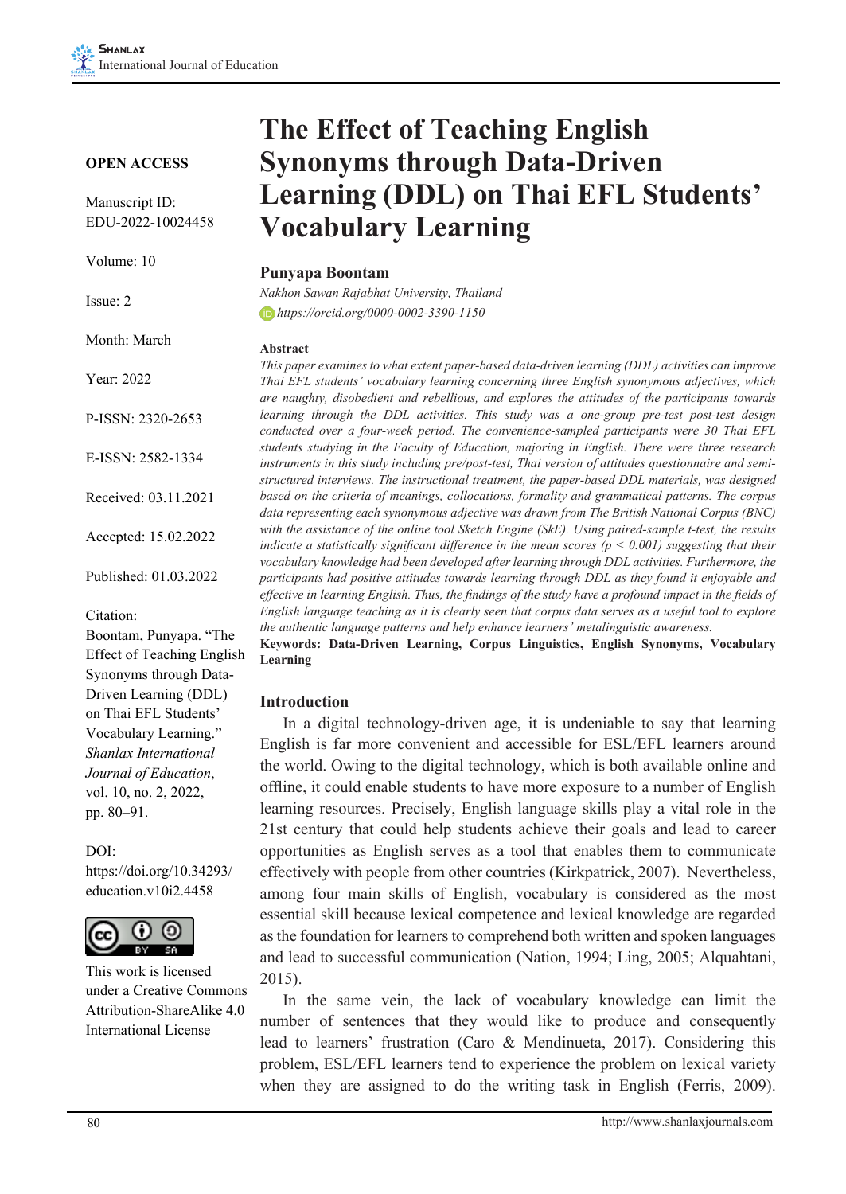# The Effect of Teaching English Synonyms through Data-Driven Learning (DDL) on Thai EFL Students' Vocabulary Learning

**OPEN ACCESS**

Manuscript ID: EDU-2022-10024458

Volume: 10

Issue: 2

Month: March

Year: 2022

P-ISSN: 2320-2653

E-ISSN: 2582-1334

Received: 03.11.2021

Accepted: 15.02.2022

Published: 01.03.2022

Citation:
Boontam, Punyapa. "The Effect of Teaching English Synonyms through Data-Driven Learning (DDL) on Thai EFL Students' Vocabulary Learning." *Shanlax International Journal of Education*, vol. 10, no. 2, 2022, pp. 80–91.

DOI:
https://doi.org/10.34293/education.v10i2.4458

This work is licensed under a Creative Commons Attribution-ShareAlike 4.0 International License

**Punyapa Boontam**

*Nakhon Sawan Rajabhat University, Thailand*

*https://orcid.org/0000-0002-3390-1150*

**Abstract**

*This paper examines to what extent paper-based data-driven learning (DDL) activities can improve Thai EFL students' vocabulary learning concerning three English synonymous adjectives, which are naughty, disobedient and rebellious, and explores the attitudes of the participants towards learning through the DDL activities. This study was a one-group pre-test post-test design conducted over a four-week period. The convenience-sampled participants were 30 Thai EFL students studying in the Faculty of Education, majoring in English. There were three research instruments in this study including pre/post-test, Thai version of attitudes questionnaire and semi-structured interviews. The instructional treatment, the paper-based DDL materials, was designed based on the criteria of meanings, collocations, formality and grammatical patterns. The corpus data representing each synonymous adjective was drawn from The British National Corpus (BNC) with the assistance of the online tool Sketch Engine (SkE). Using paired-sample t-test, the results indicate a statistically significant difference in the mean scores ($p < 0.001$) suggesting that their vocabulary knowledge had been developed after learning through DDL activities. Furthermore, the participants had positive attitudes towards learning through DDL as they found it enjoyable and effective in learning English. Thus, the findings of the study have a profound impact in the fields of English language teaching as it is clearly seen that corpus data serves as a useful tool to explore the authentic language patterns and help enhance learners' metalinguistic awareness.*

**Keywords: Data-Driven Learning, Corpus Linguistics, English Synonyms, Vocabulary Learning**

## Introduction

In a digital technology-driven age, it is undeniable to say that learning English is far more convenient and accessible for ESL/EFL learners around the world. Owing to the digital technology, which is both available online and offline, it could enable students to have more exposure to a number of English learning resources. Precisely, English language skills play a vital role in the 21st century that could help students achieve their goals and lead to career opportunities as English serves as a tool that enables them to communicate effectively with people from other countries (Kirkpatrick, 2007). Nevertheless, among four main skills of English, vocabulary is considered as the most essential skill because lexical competence and lexical knowledge are regarded as the foundation for learners to comprehend both written and spoken languages and lead to successful communication (Nation, 1994; Ling, 2005; Alquahtani, 2015).

In the same vein, the lack of vocabulary knowledge can limit the number of sentences that they would like to produce and consequently lead to learners' frustration (Caro & Mendinueta, 2017). Considering this problem, ESL/EFL learners tend to experience the problem on lexical variety when they are assigned to do the writing task in English (Ferris, 2009).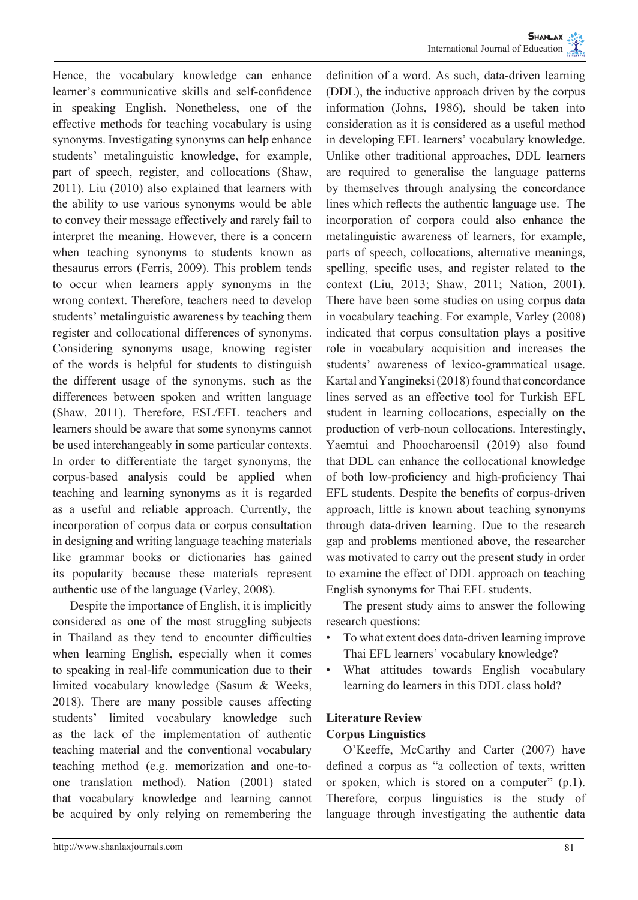Hence, the vocabulary knowledge can enhance learner's communicative skills and self-confidence in speaking English. Nonetheless, one of the effective methods for teaching vocabulary is using synonyms. Investigating synonyms can help enhance students' metalinguistic knowledge, for example, part of speech, register, and collocations (Shaw, 2011). Liu (2010) also explained that learners with the ability to use various synonyms would be able to convey their message effectively and rarely fail to interpret the meaning. However, there is a concern when teaching synonyms to students known as thesaurus errors (Ferris, 2009). This problem tends to occur when learners apply synonyms in the wrong context. Therefore, teachers need to develop students' metalinguistic awareness by teaching them register and collocational differences of synonyms. Considering synonyms usage, knowing register of the words is helpful for students to distinguish the different usage of the synonyms, such as the differences between spoken and written language (Shaw, 2011). Therefore, ESL/EFL teachers and learners should be aware that some synonyms cannot be used interchangeably in some particular contexts. In order to differentiate the target synonyms, the corpus-based analysis could be applied when teaching and learning synonyms as it is regarded as a useful and reliable approach. Currently, the incorporation of corpus data or corpus consultation in designing and writing language teaching materials like grammar books or dictionaries has gained its popularity because these materials represent authentic use of the language (Varley, 2008).

Despite the importance of English, it is implicitly considered as one of the most struggling subjects in Thailand as they tend to encounter difficulties when learning English, especially when it comes to speaking in real-life communication due to their limited vocabulary knowledge (Sasum & Weeks, 2018). There are many possible causes affecting students' limited vocabulary knowledge such as the lack of the implementation of authentic teaching material and the conventional vocabulary teaching method (e.g. memorization and one-to-one translation method). Nation (2001) stated that vocabulary knowledge and learning cannot be acquired by only relying on remembering the definition of a word. As such, data-driven learning (DDL), the inductive approach driven by the corpus information (Johns, 1986), should be taken into consideration as it is considered as a useful method in developing EFL learners' vocabulary knowledge. Unlike other traditional approaches, DDL learners are required to generalise the language patterns by themselves through analysing the concordance lines which reflects the authentic language use. The incorporation of corpora could also enhance the metalinguistic awareness of learners, for example, parts of speech, collocations, alternative meanings, spelling, specific uses, and register related to the context (Liu, 2013; Shaw, 2011; Nation, 2001). There have been some studies on using corpus data in vocabulary teaching. For example, Varley (2008) indicated that corpus consultation plays a positive role in vocabulary acquisition and increases the students' awareness of lexico-grammatical usage. Kartal and Yangineksi (2018) found that concordance lines served as an effective tool for Turkish EFL student in learning collocations, especially on the production of verb-noun collocations. Interestingly, Yaemtui and Phoocharoensil (2019) also found that DDL can enhance the collocational knowledge of both low-proficiency and high-proficiency Thai EFL students. Despite the benefits of corpus-driven approach, little is known about teaching synonyms through data-driven learning. Due to the research gap and problems mentioned above, the researcher was motivated to carry out the present study in order to examine the effect of DDL approach on teaching English synonyms for Thai EFL students.

The present study aims to answer the following research questions:

- To what extent does data-driven learning improve Thai EFL learners' vocabulary knowledge?
- What attitudes towards English vocabulary learning do learners in this DDL class hold?

## Literature Review

### Corpus Linguistics

O'Keeffe, McCarthy and Carter (2007) have defined a corpus as "a collection of texts, written or spoken, which is stored on a computer" (p.1). Therefore, corpus linguistics is the study of language through investigating the authentic data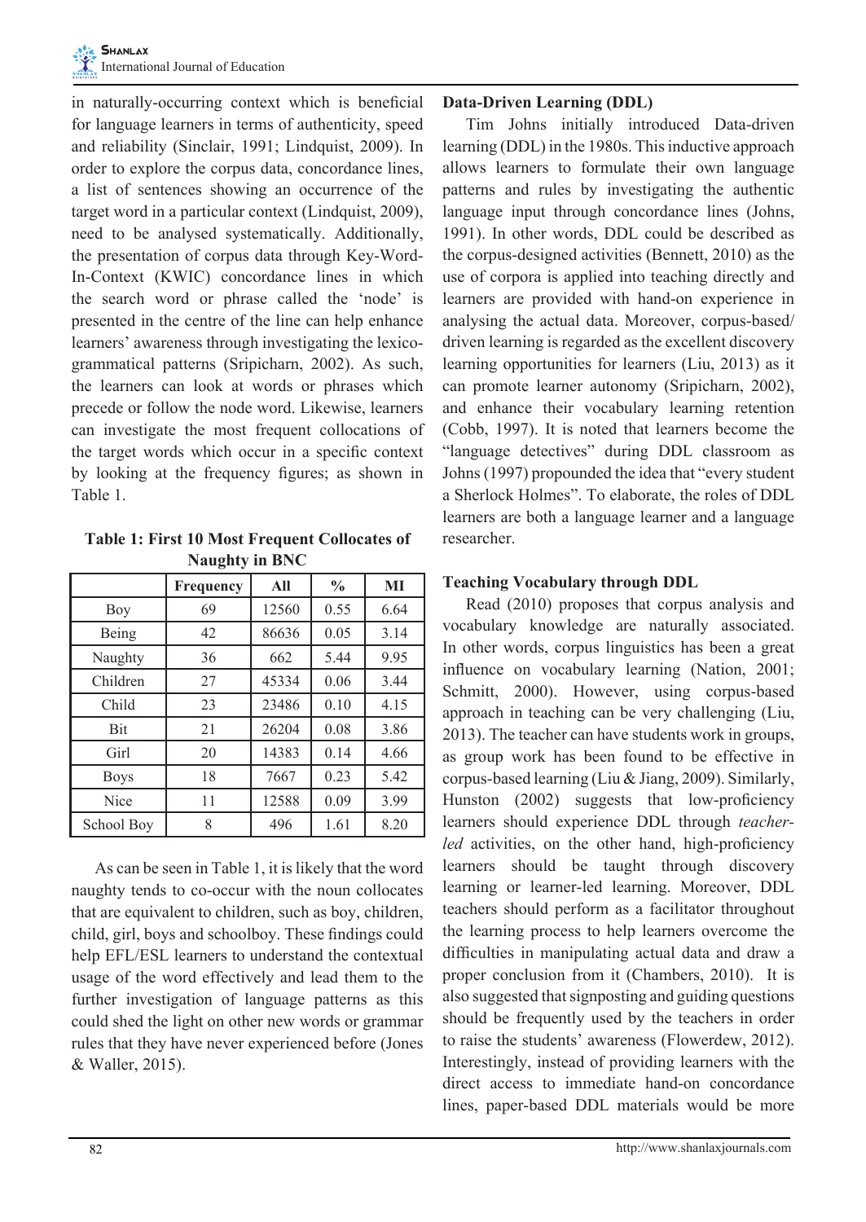in naturally-occurring context which is beneficial for language learners in terms of authenticity, speed and reliability (Sinclair, 1991; Lindquist, 2009). In order to explore the corpus data, concordance lines, a list of sentences showing an occurrence of the target word in a particular context (Lindquist, 2009), need to be analysed systematically. Additionally, the presentation of corpus data through Key-Word-In-Context (KWIC) concordance lines in which the search word or phrase called the 'node' is presented in the centre of the line can help enhance learners' awareness through investigating the lexico-grammatical patterns (Sripicharn, 2002). As such, the learners can look at words or phrases which precede or follow the node word. Likewise, learners can investigate the most frequent collocations of the target words which occur in a specific context by looking at the frequency figures; as shown in Table 1.

**Table 1: First 10 Most Frequent Collocates of Naughty in BNC**

| | Frequency | All | % | MI |
|---|---|---|---|---|
| Boy | 69 | 12560 | 0.55 | 6.64 |
| Being | 42 | 86636 | 0.05 | 3.14 |
| Naughty | 36 | 662 | 5.44 | 9.95 |
| Children | 27 | 45334 | 0.06 | 3.44 |
| Child | 23 | 23486 | 0.10 | 4.15 |
| Bit | 21 | 26204 | 0.08 | 3.86 |
| Girl | 20 | 14383 | 0.14 | 4.66 |
| Boys | 18 | 7667 | 0.23 | 5.42 |
| Nice | 11 | 12588 | 0.09 | 3.99 |
| School Boy | 8 | 496 | 1.61 | 8.20 |

As can be seen in Table 1, it is likely that the word naughty tends to co-occur with the noun collocates that are equivalent to children, such as boy, children, child, girl, boys and schoolboy. These findings could help EFL/ESL learners to understand the contextual usage of the word effectively and lead them to the further investigation of language patterns as this could shed the light on other new words or grammar rules that they have never experienced before (Jones & Waller, 2015).

### Data-Driven Learning (DDL)

Tim Johns initially introduced Data-driven learning (DDL) in the 1980s. This inductive approach allows learners to formulate their own language patterns and rules by investigating the authentic language input through concordance lines (Johns, 1991). In other words, DDL could be described as the corpus-designed activities (Bennett, 2010) as the use of corpora is applied into teaching directly and learners are provided with hand-on experience in analysing the actual data. Moreover, corpus-based/driven learning is regarded as the excellent discovery learning opportunities for learners (Liu, 2013) as it can promote learner autonomy (Sripicharn, 2002), and enhance their vocabulary learning retention (Cobb, 1997). It is noted that learners become the "language detectives" during DDL classroom as Johns (1997) propounded the idea that "every student a Sherlock Holmes". To elaborate, the roles of DDL learners are both a language learner and a language researcher.

### Teaching Vocabulary through DDL

Read (2010) proposes that corpus analysis and vocabulary knowledge are naturally associated. In other words, corpus linguistics has been a great influence on vocabulary learning (Nation, 2001; Schmitt, 2000). However, using corpus-based approach in teaching can be very challenging (Liu, 2013). The teacher can have students work in groups, as group work has been found to be effective in corpus-based learning (Liu & Jiang, 2009). Similarly, Hunston (2002) suggests that low-proficiency learners should experience DDL through *teacher-led* activities, on the other hand, high-proficiency learners should be taught through discovery learning or learner-led learning. Moreover, DDL teachers should perform as a facilitator throughout the learning process to help learners overcome the difficulties in manipulating actual data and draw a proper conclusion from it (Chambers, 2010). It is also suggested that signposting and guiding questions should be frequently used by the teachers in order to raise the students' awareness (Flowerdew, 2012). Interestingly, instead of providing learners with the direct access to immediate hand-on concordance lines, paper-based DDL materials would be more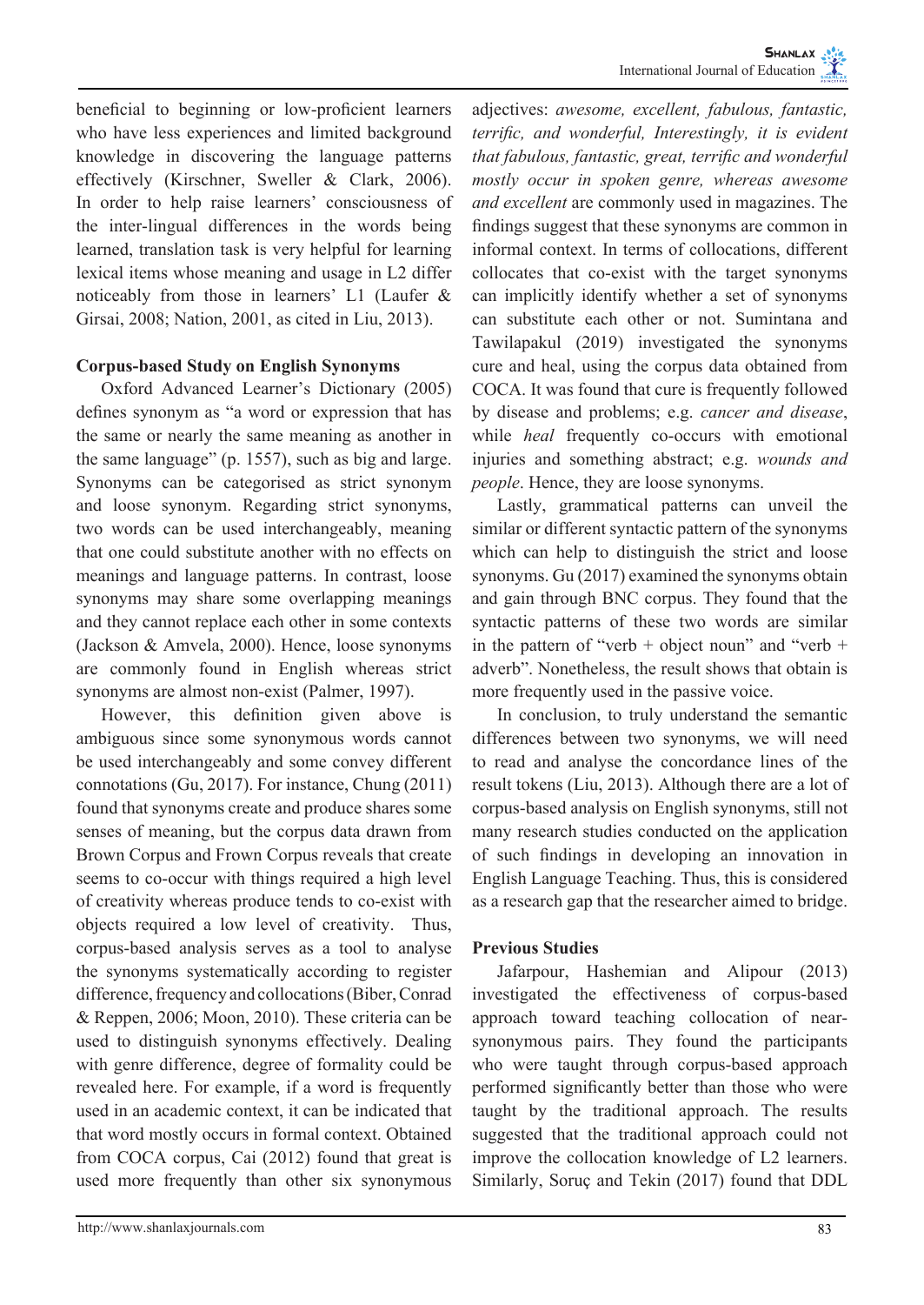beneficial to beginning or low-proficient learners who have less experiences and limited background knowledge in discovering the language patterns effectively (Kirschner, Sweller & Clark, 2006). In order to help raise learners' consciousness of the inter-lingual differences in the words being learned, translation task is very helpful for learning lexical items whose meaning and usage in L2 differ noticeably from those in learners' L1 (Laufer & Girsai, 2008; Nation, 2001, as cited in Liu, 2013).

**Corpus-based Study on English Synonyms**

Oxford Advanced Learner's Dictionary (2005) defines synonym as "a word or expression that has the same or nearly the same meaning as another in the same language" (p. 1557), such as big and large. Synonyms can be categorised as strict synonym and loose synonym. Regarding strict synonyms, two words can be used interchangeably, meaning that one could substitute another with no effects on meanings and language patterns. In contrast, loose synonyms may share some overlapping meanings and they cannot replace each other in some contexts (Jackson & Amvela, 2000). Hence, loose synonyms are commonly found in English whereas strict synonyms are almost non-exist (Palmer, 1997).

However, this definition given above is ambiguous since some synonymous words cannot be used interchangeably and some convey different connotations (Gu, 2017). For instance, Chung (2011) found that synonyms create and produce shares some senses of meaning, but the corpus data drawn from Brown Corpus and Frown Corpus reveals that create seems to co-occur with things required a high level of creativity whereas produce tends to co-exist with objects required a low level of creativity. Thus, corpus-based analysis serves as a tool to analyse the synonyms systematically according to register difference, frequency and collocations (Biber, Conrad & Reppen, 2006; Moon, 2010). These criteria can be used to distinguish synonyms effectively. Dealing with genre difference, degree of formality could be revealed here. For example, if a word is frequently used in an academic context, it can be indicated that that word mostly occurs in formal context. Obtained from COCA corpus, Cai (2012) found that great is used more frequently than other six synonymous adjectives: *awesome, excellent, fabulous, fantastic, terrific, and wonderful, Interestingly, it is evident that fabulous, fantastic, great, terrific and wonderful mostly occur in spoken genre, whereas awesome and excellent* are commonly used in magazines. The findings suggest that these synonyms are common in informal context. In terms of collocations, different collocates that co-exist with the target synonyms can implicitly identify whether a set of synonyms can substitute each other or not. Sumintana and Tawilapakul (2019) investigated the synonyms cure and heal, using the corpus data obtained from COCA. It was found that cure is frequently followed by disease and problems; e.g. *cancer and disease*, while *heal* frequently co-occurs with emotional injuries and something abstract; e.g. *wounds and people*. Hence, they are loose synonyms.

Lastly, grammatical patterns can unveil the similar or different syntactic pattern of the synonyms which can help to distinguish the strict and loose synonyms. Gu (2017) examined the synonyms obtain and gain through BNC corpus. They found that the syntactic patterns of these two words are similar in the pattern of "verb + object noun" and "verb + adverb". Nonetheless, the result shows that obtain is more frequently used in the passive voice.

In conclusion, to truly understand the semantic differences between two synonyms, we will need to read and analyse the concordance lines of the result tokens (Liu, 2013). Although there are a lot of corpus-based analysis on English synonyms, still not many research studies conducted on the application of such findings in developing an innovation in English Language Teaching. Thus, this is considered as a research gap that the researcher aimed to bridge.

**Previous Studies**

Jafarpour, Hashemian and Alipour (2013) investigated the effectiveness of corpus-based approach toward teaching collocation of near-synonymous pairs. They found the participants who were taught through corpus-based approach performed significantly better than those who were taught by the traditional approach. The results suggested that the traditional approach could not improve the collocation knowledge of L2 learners. Similarly, Soruç and Tekin (2017) found that DDL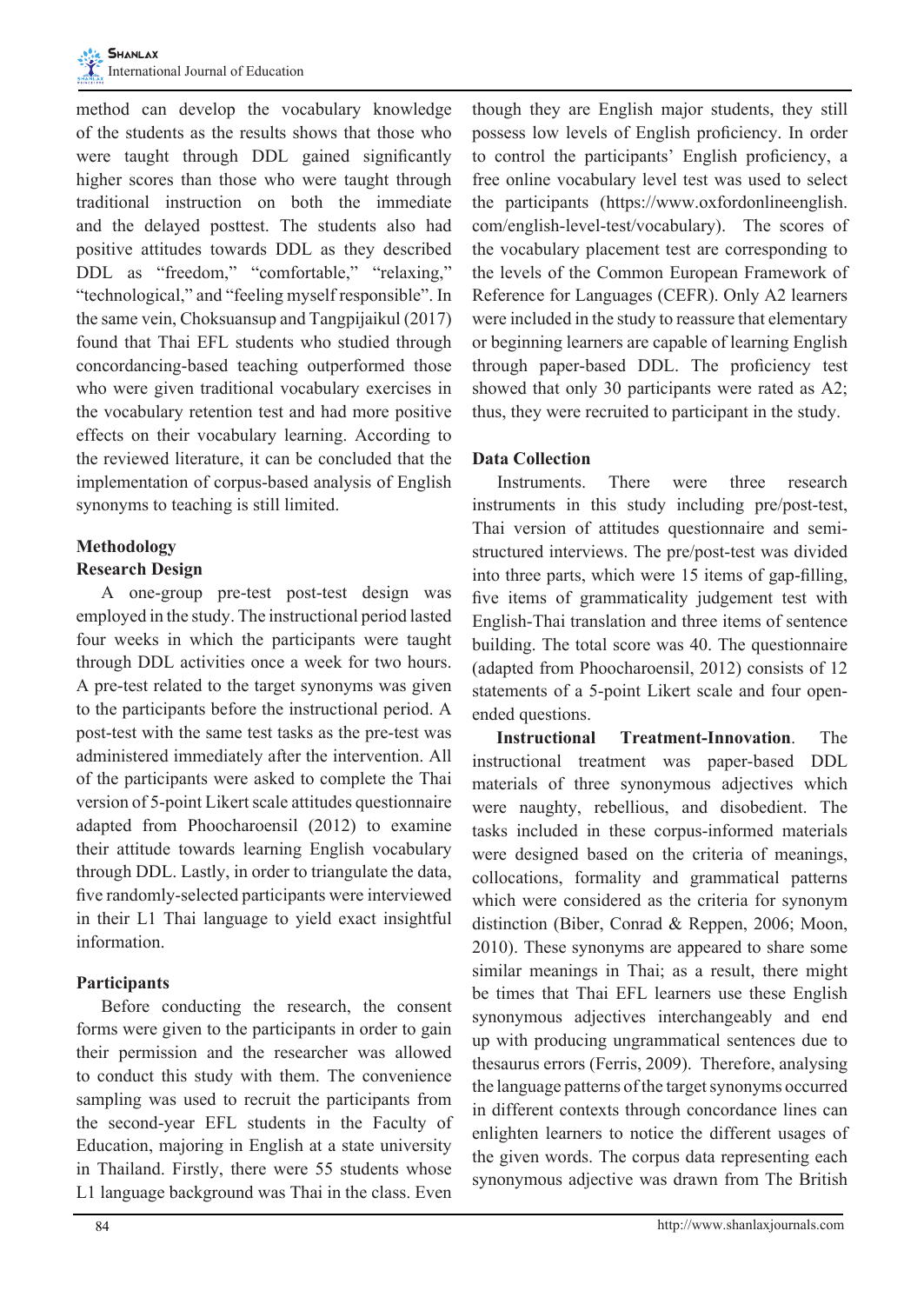method can develop the vocabulary knowledge of the students as the results shows that those who were taught through DDL gained significantly higher scores than those who were taught through traditional instruction on both the immediate and the delayed posttest. The students also had positive attitudes towards DDL as they described DDL as "freedom," "comfortable," "relaxing," "technological," and "feeling myself responsible". In the same vein, Choksuansup and Tangpijaikul (2017) found that Thai EFL students who studied through concordancing-based teaching outperformed those who were given traditional vocabulary exercises in the vocabulary retention test and had more positive effects on their vocabulary learning. According to the reviewed literature, it can be concluded that the implementation of corpus-based analysis of English synonyms to teaching is still limited.

## Methodology

### Research Design

A one-group pre-test post-test design was employed in the study. The instructional period lasted four weeks in which the participants were taught through DDL activities once a week for two hours. A pre-test related to the target synonyms was given to the participants before the instructional period. A post-test with the same test tasks as the pre-test was administered immediately after the intervention. All of the participants were asked to complete the Thai version of 5-point Likert scale attitudes questionnaire adapted from Phoocharoensil (2012) to examine their attitude towards learning English vocabulary through DDL. Lastly, in order to triangulate the data, five randomly-selected participants were interviewed in their L1 Thai language to yield exact insightful information.

### Participants

Before conducting the research, the consent forms were given to the participants in order to gain their permission and the researcher was allowed to conduct this study with them. The convenience sampling was used to recruit the participants from the second-year EFL students in the Faculty of Education, majoring in English at a state university in Thailand. Firstly, there were 55 students whose L1 language background was Thai in the class. Even though they are English major students, they still possess low levels of English proficiency. In order to control the participants' English proficiency, a free online vocabulary level test was used to select the participants (https://www.oxfordonlineenglish.com/english-level-test/vocabulary). The scores of the vocabulary placement test are corresponding to the levels of the Common European Framework of Reference for Languages (CEFR). Only A2 learners were included in the study to reassure that elementary or beginning learners are capable of learning English through paper-based DDL. The proficiency test showed that only 30 participants were rated as A2; thus, they were recruited to participant in the study.

### Data Collection

Instruments. There were three research instruments in this study including pre/post-test, Thai version of attitudes questionnaire and semi-structured interviews. The pre/post-test was divided into three parts, which were 15 items of gap-filling, five items of grammaticality judgement test with English-Thai translation and three items of sentence building. The total score was 40. The questionnaire (adapted from Phoocharoensil, 2012) consists of 12 statements of a 5-point Likert scale and four open-ended questions.

**Instructional Treatment-Innovation**. The instructional treatment was paper-based DDL materials of three synonymous adjectives which were naughty, rebellious, and disobedient. The tasks included in these corpus-informed materials were designed based on the criteria of meanings, collocations, formality and grammatical patterns which were considered as the criteria for synonym distinction (Biber, Conrad & Reppen, 2006; Moon, 2010). These synonyms are appeared to share some similar meanings in Thai; as a result, there might be times that Thai EFL learners use these English synonymous adjectives interchangeably and end up with producing ungrammatical sentences due to thesaurus errors (Ferris, 2009). Therefore, analysing the language patterns of the target synonyms occurred in different contexts through concordance lines can enlighten learners to notice the different usages of the given words. The corpus data representing each synonymous adjective was drawn from The British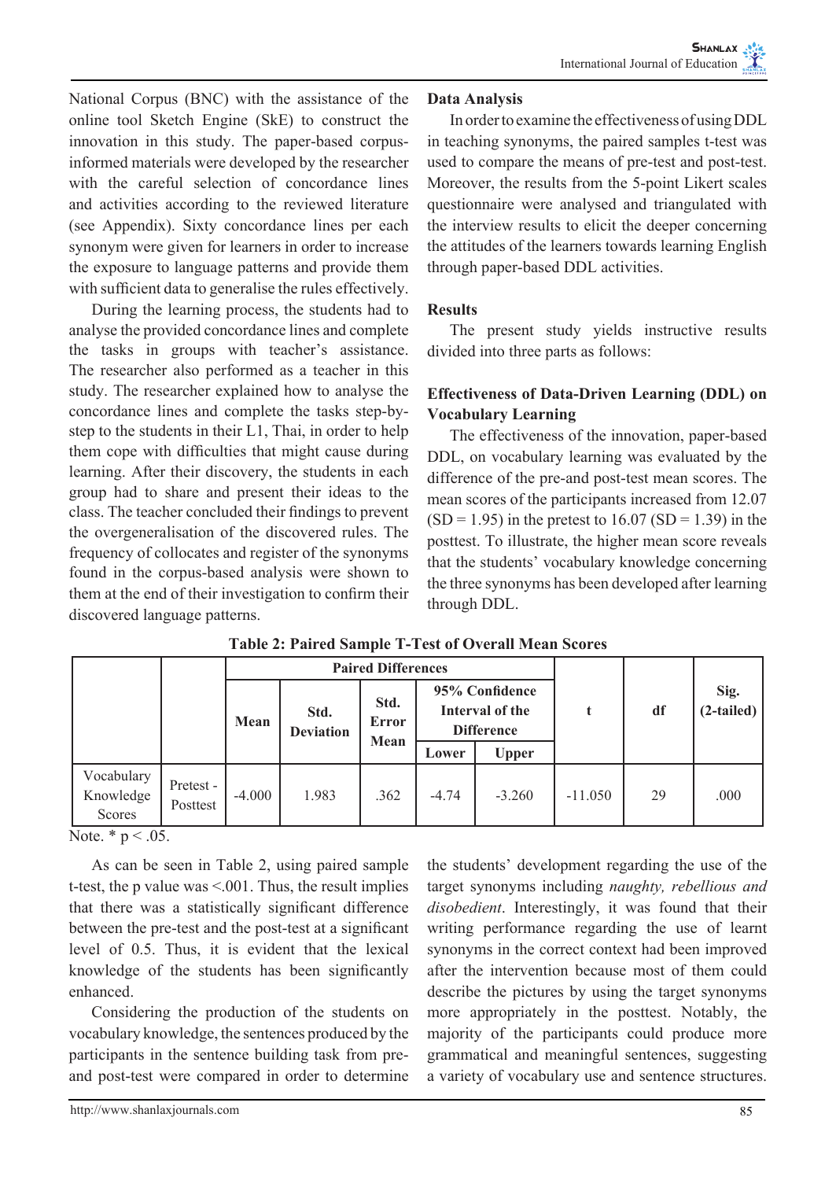National Corpus (BNC) with the assistance of the online tool Sketch Engine (SkE) to construct the innovation in this study. The paper-based corpus-informed materials were developed by the researcher with the careful selection of concordance lines and activities according to the reviewed literature (see Appendix). Sixty concordance lines per each synonym were given for learners in order to increase the exposure to language patterns and provide them with sufficient data to generalise the rules effectively.

During the learning process, the students had to analyse the provided concordance lines and complete the tasks in groups with teacher's assistance. The researcher also performed as a teacher in this study. The researcher explained how to analyse the concordance lines and complete the tasks step-by-step to the students in their L1, Thai, in order to help them cope with difficulties that might cause during learning. After their discovery, the students in each group had to share and present their ideas to the class. The teacher concluded their findings to prevent the overgeneralisation of the discovered rules. The frequency of collocates and register of the synonyms found in the corpus-based analysis were shown to them at the end of their investigation to confirm their discovered language patterns.

**Data Analysis**

In order to examine the effectiveness of using DDL in teaching synonyms, the paired samples t-test was used to compare the means of pre-test and post-test. Moreover, the results from the 5-point Likert scales questionnaire were analysed and triangulated with the interview results to elicit the deeper concerning the attitudes of the learners towards learning English through paper-based DDL activities.

## Results

The present study yields instructive results divided into three parts as follows:

### Effectiveness of Data-Driven Learning (DDL) on Vocabulary Learning

The effectiveness of the innovation, paper-based DDL, on vocabulary learning was evaluated by the difference of the pre-and post-test mean scores. The mean scores of the participants increased from 12.07 (SD = 1.95) in the pretest to 16.07 (SD = 1.39) in the posttest. To illustrate, the higher mean score reveals that the students' vocabulary knowledge concerning the three synonyms has been developed after learning through DDL.

**Table 2: Paired Sample T-Test of Overall Mean Scores**

| | | Paired Differences | | | | | t | df | Sig. (2-tailed) |
|---|---|---|---|---|---|---|---|---|---|
| | | Mean | Std. Deviation | Std. Error Mean | 95% Confidence Interval of the Difference | | | | |
| | | | | | Lower | Upper | | | |
| Vocabulary Knowledge Scores | Pretest - Posttest | -4.000 | 1.983 | .362 | -4.74 | -3.260 | -11.050 | 29 | .000 |

Note. * $p < .05$.

As can be seen in Table 2, using paired sample t-test, the p value was <.001. Thus, the result implies that there was a statistically significant difference between the pre-test and the post-test at a significant level of 0.5. Thus, it is evident that the lexical knowledge of the students has been significantly enhanced.

Considering the production of the students on vocabulary knowledge, the sentences produced by the participants in the sentence building task from pre- and post-test were compared in order to determine the students' development regarding the use of the target synonyms including *naughty, rebellious and disobedient*. Interestingly, it was found that their writing performance regarding the use of learnt synonyms in the correct context had been improved after the intervention because most of them could describe the pictures by using the target synonyms more appropriately in the posttest. Notably, the majority of the participants could produce more grammatical and meaningful sentences, suggesting a variety of vocabulary use and sentence structures.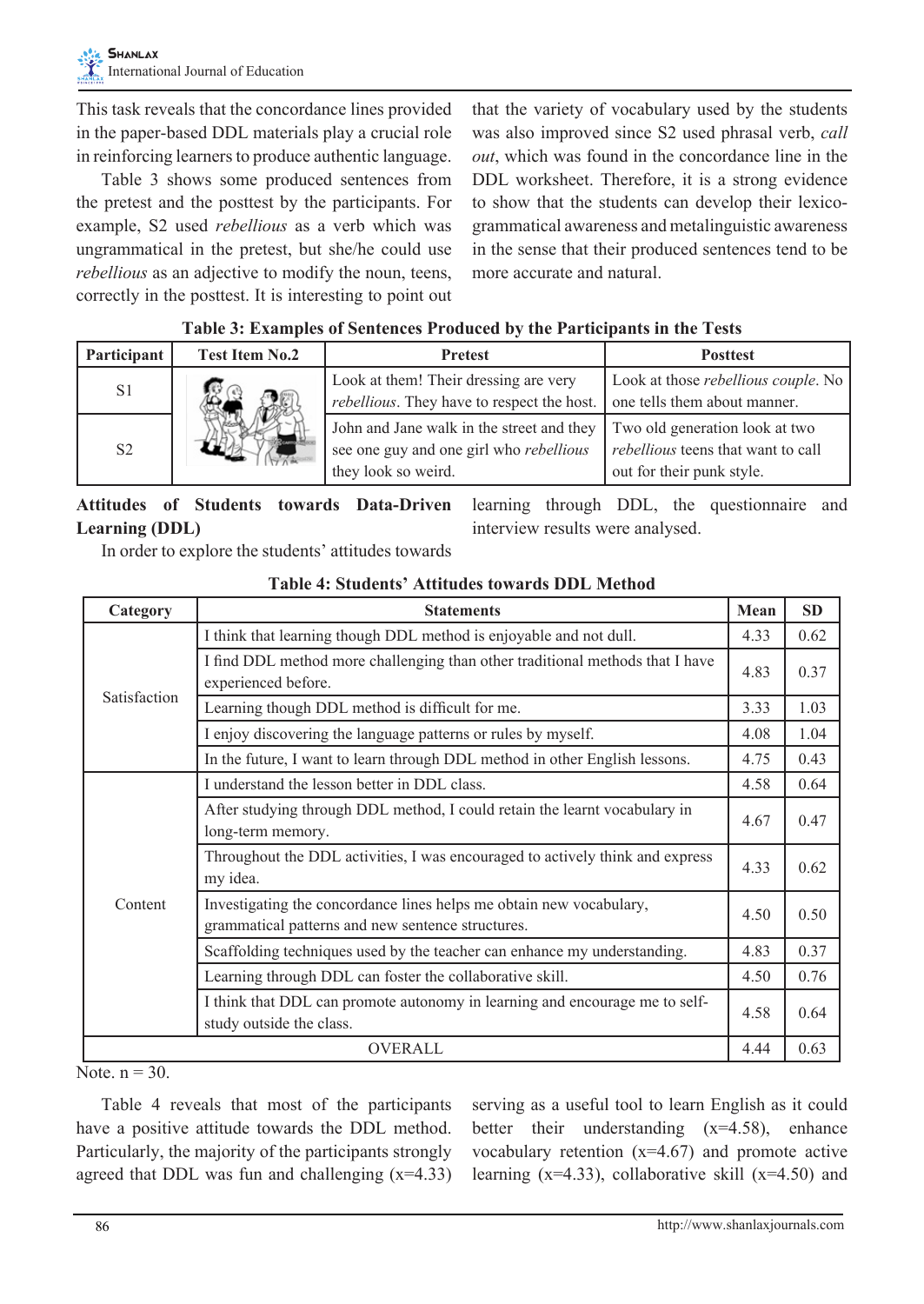This task reveals that the concordance lines provided in the paper-based DDL materials play a crucial role in reinforcing learners to produce authentic language.

Table 3 shows some produced sentences from the pretest and the posttest by the participants. For example, S2 used *rebellious* as a verb which was ungrammatical in the pretest, but she/he could use *rebellious* as an adjective to modify the noun, teens, correctly in the posttest. It is interesting to point out that the variety of vocabulary used by the students was also improved since S2 used phrasal verb, *call out*, which was found in the concordance line in the DDL worksheet. Therefore, it is a strong evidence to show that the students can develop their lexico-grammatical awareness and metalinguistic awareness in the sense that their produced sentences tend to be more accurate and natural.

**Table 3: Examples of Sentences Produced by the Participants in the Tests**

| Participant | Test Item No.2 | Pretest | Posttest |
|---|---|---|---|
| S1 | | Look at them! Their dressing are very *rebellious*. They have to respect the host. | Look at those *rebellious couple*. No one tells them about manner. |
| S2 | | John and Jane walk in the street and they see one guy and one girl who *rebellious* they look so weird. | Two old generation look at two *rebellious* teens that want to call out for their punk style. |

**Attitudes of Students towards Data-Driven Learning (DDL)**

In order to explore the students' attitudes towards learning through DDL, the questionnaire and interview results were analysed.

**Table 4: Students' Attitudes towards DDL Method**

| Category | Statements | Mean | SD |
|---|---|---|---|
| Satisfaction | I think that learning though DDL method is enjoyable and not dull. | 4.33 | 0.62 |
| | I find DDL method more challenging than other traditional methods that I have experienced before. | 4.83 | 0.37 |
| | Learning though DDL method is difficult for me. | 3.33 | 1.03 |
| | I enjoy discovering the language patterns or rules by myself. | 4.08 | 1.04 |
| | In the future, I want to learn through DDL method in other English lessons. | 4.75 | 0.43 |
| Content | I understand the lesson better in DDL class. | 4.58 | 0.64 |
| | After studying through DDL method, I could retain the learnt vocabulary in long-term memory. | 4.67 | 0.47 |
| | Throughout the DDL activities, I was encouraged to actively think and express my idea. | 4.33 | 0.62 |
| | Investigating the concordance lines helps me obtain new vocabulary, grammatical patterns and new sentence structures. | 4.50 | 0.50 |
| | Scaffolding techniques used by the teacher can enhance my understanding. | 4.83 | 0.37 |
| | Learning through DDL can foster the collaborative skill. | 4.50 | 0.76 |
| | I think that DDL can promote autonomy in learning and encourage me to self-study outside the class. | 4.58 | 0.64 |
| OVERALL | | 4.44 | 0.63 |

Note. n = 30.

Table 4 reveals that most of the participants have a positive attitude towards the DDL method. Particularly, the majority of the participants strongly agreed that DDL was fun and challenging (x=4.33) serving as a useful tool to learn English as it could better their understanding (x=4.58), enhance vocabulary retention (x=4.67) and promote active learning (x=4.33), collaborative skill (x=4.50) and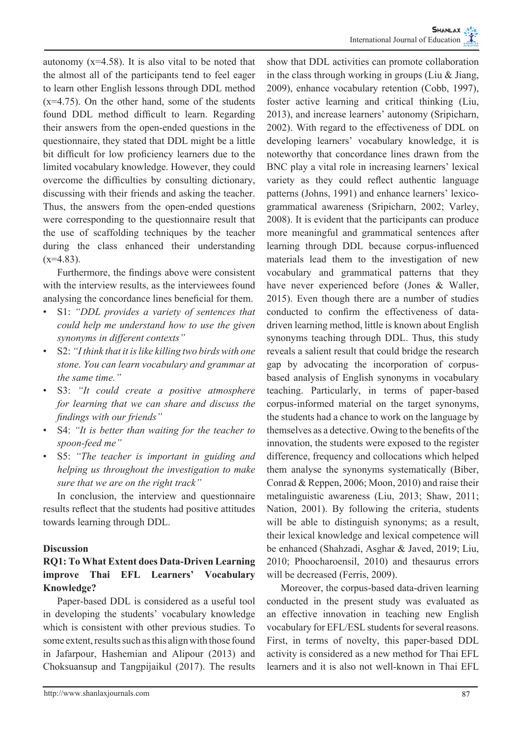autonomy (x=4.58). It is also vital to be noted that the almost all of the participants tend to feel eager to learn other English lessons through DDL method (x=4.75). On the other hand, some of the students found DDL method difficult to learn. Regarding their answers from the open-ended questions in the questionnaire, they stated that DDL might be a little bit difficult for low proficiency learners due to the limited vocabulary knowledge. However, they could overcome the difficulties by consulting dictionary, discussing with their friends and asking the teacher. Thus, the answers from the open-ended questions were corresponding to the questionnaire result that the use of scaffolding techniques by the teacher during the class enhanced their understanding (x=4.83).

Furthermore, the findings above were consistent with the interview results, as the interviewees found analysing the concordance lines beneficial for them.

- S1: *"DDL provides a variety of sentences that could help me understand how to use the given synonyms in different contexts"*
- S2: *"I think that it is like killing two birds with one stone. You can learn vocabulary and grammar at the same time."*
- S3: *"It could create a positive atmosphere for learning that we can share and discuss the findings with our friends"*
- S4: *"It is better than waiting for the teacher to spoon-feed me"*
- S5: *"The teacher is important in guiding and helping us throughout the investigation to make sure that we are on the right track"*

In conclusion, the interview and questionnaire results reflect that the students had positive attitudes towards learning through DDL.

## Discussion

### RQ1: To What Extent does Data-Driven Learning improve Thai EFL Learners' Vocabulary Knowledge?

Paper-based DDL is considered as a useful tool in developing the students' vocabulary knowledge which is consistent with other previous studies. To some extent, results such as this align with those found in Jafarpour, Hashemian and Alipour (2013) and Choksuansup and Tangpijaikul (2017). The results show that DDL activities can promote collaboration in the class through working in groups (Liu & Jiang, 2009), enhance vocabulary retention (Cobb, 1997), foster active learning and critical thinking (Liu, 2013), and increase learners' autonomy (Sripicharn, 2002). With regard to the effectiveness of DDL on developing learners' vocabulary knowledge, it is noteworthy that concordance lines drawn from the BNC play a vital role in increasing learners' lexical variety as they could reflect authentic language patterns (Johns, 1991) and enhance learners' lexico-grammatical awareness (Sripicharn, 2002; Varley, 2008). It is evident that the participants can produce more meaningful and grammatical sentences after learning through DDL because corpus-influenced materials lead them to the investigation of new vocabulary and grammatical patterns that they have never experienced before (Jones & Waller, 2015). Even though there are a number of studies conducted to confirm the effectiveness of data-driven learning method, little is known about English synonyms teaching through DDL. Thus, this study reveals a salient result that could bridge the research gap by advocating the incorporation of corpus-based analysis of English synonyms in vocabulary teaching. Particularly, in terms of paper-based corpus-informed material on the target synonyms, the students had a chance to work on the language by themselves as a detective. Owing to the benefits of the innovation, the students were exposed to the register difference, frequency and collocations which helped them analyse the synonyms systematically (Biber, Conrad & Reppen, 2006; Moon, 2010) and raise their metalinguistic awareness (Liu, 2013; Shaw, 2011; Nation, 2001). By following the criteria, students will be able to distinguish synonyms; as a result, their lexical knowledge and lexical competence will be enhanced (Shahzadi, Asghar & Javed, 2019; Liu, 2010; Phoocharoensil, 2010) and thesaurus errors will be decreased (Ferris, 2009).

Moreover, the corpus-based data-driven learning conducted in the present study was evaluated as an effective innovation in teaching new English vocabulary for EFL/ESL students for several reasons. First, in terms of novelty, this paper-based DDL activity is considered as a new method for Thai EFL learners and it is also not well-known in Thai EFL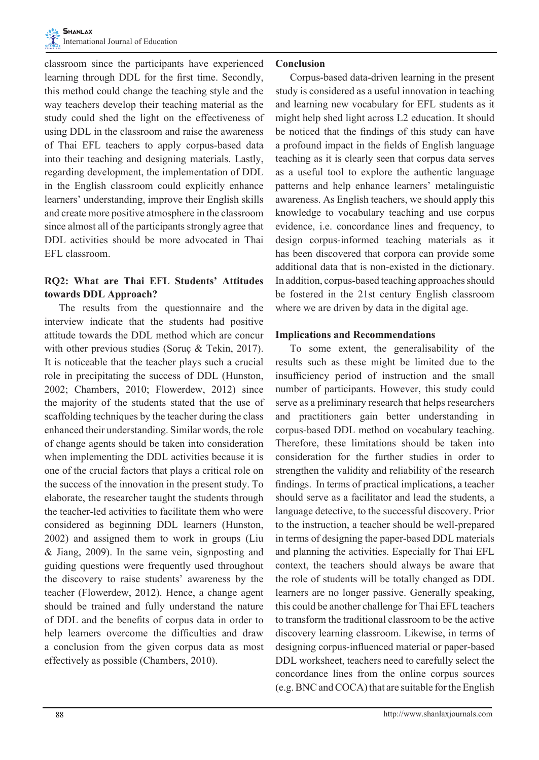classroom since the participants have experienced learning through DDL for the first time. Secondly, this method could change the teaching style and the way teachers develop their teaching material as the study could shed the light on the effectiveness of using DDL in the classroom and raise the awareness of Thai EFL teachers to apply corpus-based data into their teaching and designing materials. Lastly, regarding development, the implementation of DDL in the English classroom could explicitly enhance learners' understanding, improve their English skills and create more positive atmosphere in the classroom since almost all of the participants strongly agree that DDL activities should be more advocated in Thai EFL classroom.

### RQ2: What are Thai EFL Students' Attitudes towards DDL Approach?

The results from the questionnaire and the interview indicate that the students had positive attitude towards the DDL method which are concur with other previous studies (Soruç & Tekin, 2017). It is noticeable that the teacher plays such a crucial role in precipitating the success of DDL (Hunston, 2002; Chambers, 2010; Flowerdew, 2012) since the majority of the students stated that the use of scaffolding techniques by the teacher during the class enhanced their understanding. Similar words, the role of change agents should be taken into consideration when implementing the DDL activities because it is one of the crucial factors that plays a critical role on the success of the innovation in the present study. To elaborate, the researcher taught the students through the teacher-led activities to facilitate them who were considered as beginning DDL learners (Hunston, 2002) and assigned them to work in groups (Liu & Jiang, 2009). In the same vein, signposting and guiding questions were frequently used throughout the discovery to raise students' awareness by the teacher (Flowerdew, 2012). Hence, a change agent should be trained and fully understand the nature of DDL and the benefits of corpus data in order to help learners overcome the difficulties and draw a conclusion from the given corpus data as most effectively as possible (Chambers, 2010).

## Conclusion

Corpus-based data-driven learning in the present study is considered as a useful innovation in teaching and learning new vocabulary for EFL students as it might help shed light across L2 education. It should be noticed that the findings of this study can have a profound impact in the fields of English language teaching as it is clearly seen that corpus data serves as a useful tool to explore the authentic language patterns and help enhance learners' metalinguistic awareness. As English teachers, we should apply this knowledge to vocabulary teaching and use corpus evidence, i.e. concordance lines and frequency, to design corpus-informed teaching materials as it has been discovered that corpora can provide some additional data that is non-existed in the dictionary. In addition, corpus-based teaching approaches should be fostered in the 21st century English classroom where we are driven by data in the digital age.

## Implications and Recommendations

To some extent, the generalisability of the results such as these might be limited due to the insufficiency period of instruction and the small number of participants. However, this study could serve as a preliminary research that helps researchers and practitioners gain better understanding in corpus-based DDL method on vocabulary teaching. Therefore, these limitations should be taken into consideration for the further studies in order to strengthen the validity and reliability of the research findings. In terms of practical implications, a teacher should serve as a facilitator and lead the students, a language detective, to the successful discovery. Prior to the instruction, a teacher should be well-prepared in terms of designing the paper-based DDL materials and planning the activities. Especially for Thai EFL context, the teachers should always be aware that the role of students will be totally changed as DDL learners are no longer passive. Generally speaking, this could be another challenge for Thai EFL teachers to transform the traditional classroom to be the active discovery learning classroom. Likewise, in terms of designing corpus-influenced material or paper-based DDL worksheet, teachers need to carefully select the concordance lines from the online corpus sources (e.g. BNC and COCA) that are suitable for the English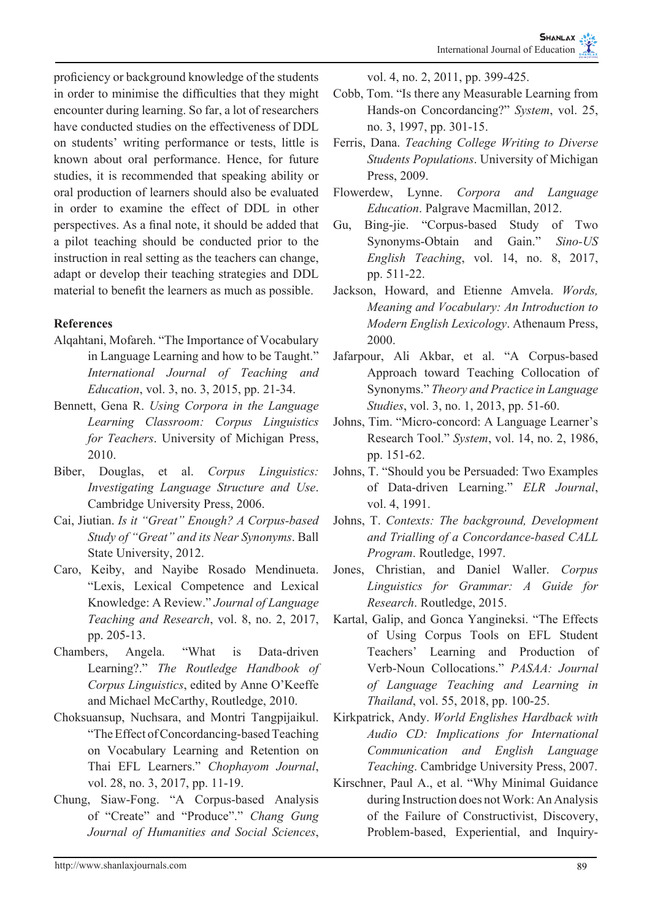proficiency or background knowledge of the students in order to minimise the difficulties that they might encounter during learning. So far, a lot of researchers have conducted studies on the effectiveness of DDL on students' writing performance or tests, little is known about oral performance. Hence, for future studies, it is recommended that speaking ability or oral production of learners should also be evaluated in order to examine the effect of DDL in other perspectives. As a final note, it should be added that a pilot teaching should be conducted prior to the instruction in real setting as the teachers can change, adapt or develop their teaching strategies and DDL material to benefit the learners as much as possible.

## References

Alqahtani, Mofareh. "The Importance of Vocabulary in Language Learning and how to be Taught." *International Journal of Teaching and Education*, vol. 3, no. 3, 2015, pp. 21-34.

Bennett, Gena R. *Using Corpora in the Language Learning Classroom: Corpus Linguistics for Teachers*. University of Michigan Press, 2010.

Biber, Douglas, et al. *Corpus Linguistics: Investigating Language Structure and Use*. Cambridge University Press, 2006.

Cai, Jiutian. *Is it "Great" Enough? A Corpus-based Study of "Great" and its Near Synonyms*. Ball State University, 2012.

Caro, Keiby, and Nayibe Rosado Mendinueta. "Lexis, Lexical Competence and Lexical Knowledge: A Review." *Journal of Language Teaching and Research*, vol. 8, no. 2, 2017, pp. 205-13.

Chambers, Angela. "What is Data-driven Learning?." *The Routledge Handbook of Corpus Linguistics*, edited by Anne O'Keeffe and Michael McCarthy, Routledge, 2010.

Choksuansup, Nuchsara, and Montri Tangpijaikul. "The Effect of Concordancing-based Teaching on Vocabulary Learning and Retention on Thai EFL Learners." *Chophayom Journal*, vol. 28, no. 3, 2017, pp. 11-19.

Chung, Siaw-Fong. "A Corpus-based Analysis of "Create" and "Produce"." *Chang Gung Journal of Humanities and Social Sciences*, vol. 4, no. 2, 2011, pp. 399-425.

Cobb, Tom. "Is there any Measurable Learning from Hands-on Concordancing?" *System*, vol. 25, no. 3, 1997, pp. 301-15.

Ferris, Dana. *Teaching College Writing to Diverse Students Populations*. University of Michigan Press, 2009.

Flowerdew, Lynne. *Corpora and Language Education*. Palgrave Macmillan, 2012.

Gu, Bing-jie. "Corpus-based Study of Two Synonyms-Obtain and Gain." *Sino-US English Teaching*, vol. 14, no. 8, 2017, pp. 511-22.

Jackson, Howard, and Etienne Amvela. *Words, Meaning and Vocabulary: An Introduction to Modern English Lexicology*. Athenaum Press, 2000.

Jafarpour, Ali Akbar, et al. "A Corpus-based Approach toward Teaching Collocation of Synonyms." *Theory and Practice in Language Studies*, vol. 3, no. 1, 2013, pp. 51-60.

Johns, Tim. "Micro-concord: A Language Learner's Research Tool." *System*, vol. 14, no. 2, 1986, pp. 151-62.

Johns, T. "Should you be Persuaded: Two Examples of Data-driven Learning." *ELR Journal*, vol. 4, 1991.

Johns, T. *Contexts: The background, Development and Trialling of a Concordance-based CALL Program*. Routledge, 1997.

Jones, Christian, and Daniel Waller. *Corpus Linguistics for Grammar: A Guide for Research*. Routledge, 2015.

Kartal, Galip, and Gonca Yangineksi. "The Effects of Using Corpus Tools on EFL Student Teachers' Learning and Production of Verb-Noun Collocations." *PASAA: Journal of Language Teaching and Learning in Thailand*, vol. 55, 2018, pp. 100-25.

Kirkpatrick, Andy. *World Englishes Hardback with Audio CD: Implications for International Communication and English Language Teaching*. Cambridge University Press, 2007.

Kirschner, Paul A., et al. "Why Minimal Guidance during Instruction does not Work: An Analysis of the Failure of Constructivist, Discovery, Problem-based, Experiential, and Inquiry-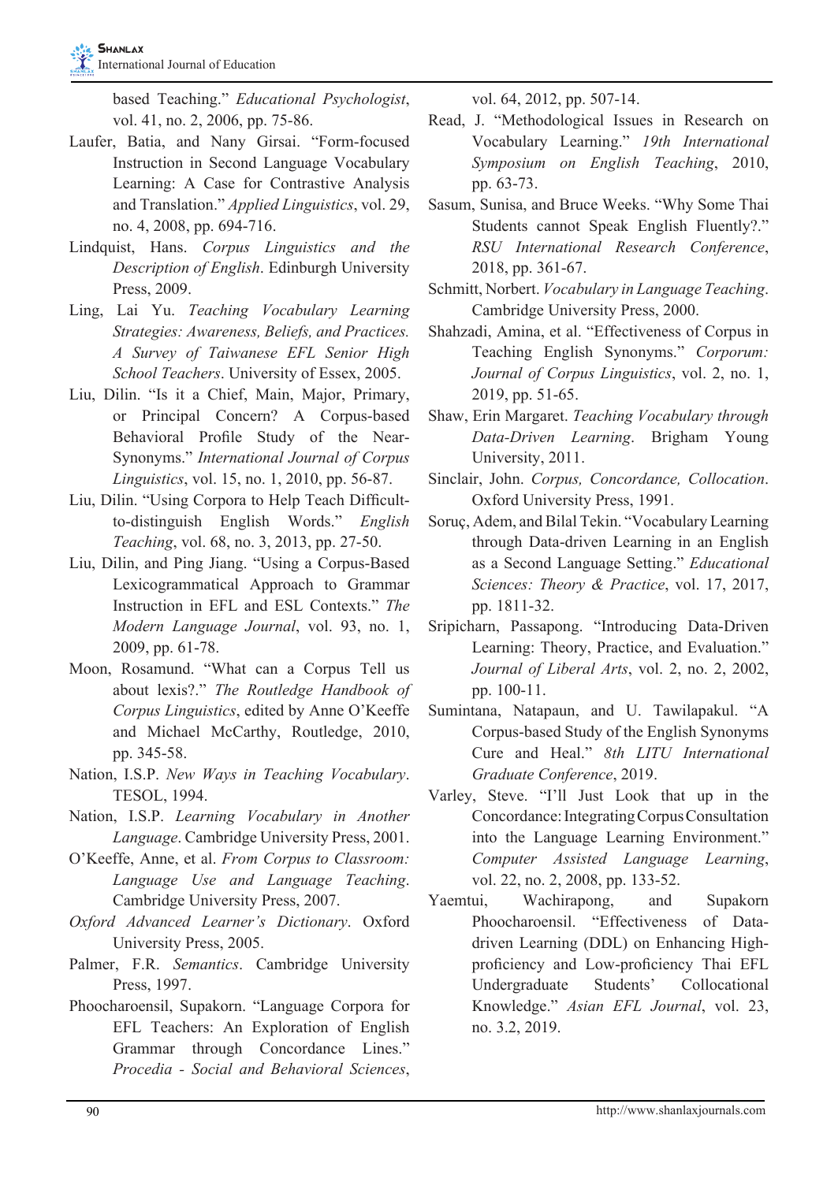based Teaching." *Educational Psychologist*, vol. 41, no. 2, 2006, pp. 75-86.

Laufer, Batia, and Nany Girsai. "Form-focused Instruction in Second Language Vocabulary Learning: A Case for Contrastive Analysis and Translation." *Applied Linguistics*, vol. 29, no. 4, 2008, pp. 694-716.

Lindquist, Hans. *Corpus Linguistics and the Description of English*. Edinburgh University Press, 2009.

Ling, Lai Yu. *Teaching Vocabulary Learning Strategies: Awareness, Beliefs, and Practices. A Survey of Taiwanese EFL Senior High School Teachers*. University of Essex, 2005.

Liu, Dilin. "Is it a Chief, Main, Major, Primary, or Principal Concern? A Corpus-based Behavioral Profile Study of the Near-Synonyms." *International Journal of Corpus Linguistics*, vol. 15, no. 1, 2010, pp. 56-87.

Liu, Dilin. "Using Corpora to Help Teach Difficult-to-distinguish English Words." *English Teaching*, vol. 68, no. 3, 2013, pp. 27-50.

Liu, Dilin, and Ping Jiang. "Using a Corpus-Based Lexicogrammatical Approach to Grammar Instruction in EFL and ESL Contexts." *The Modern Language Journal*, vol. 93, no. 1, 2009, pp. 61-78.

Moon, Rosamund. "What can a Corpus Tell us about lexis?." *The Routledge Handbook of Corpus Linguistics*, edited by Anne O'Keeffe and Michael McCarthy, Routledge, 2010, pp. 345-58.

Nation, I.S.P. *New Ways in Teaching Vocabulary*. TESOL, 1994.

Nation, I.S.P. *Learning Vocabulary in Another Language*. Cambridge University Press, 2001.

O'Keeffe, Anne, et al. *From Corpus to Classroom: Language Use and Language Teaching*. Cambridge University Press, 2007.

*Oxford Advanced Learner's Dictionary*. Oxford University Press, 2005.

Palmer, F.R. *Semantics*. Cambridge University Press, 1997.

Phoocharoensil, Supakorn. "Language Corpora for EFL Teachers: An Exploration of English Grammar through Concordance Lines." *Procedia - Social and Behavioral Sciences*, vol. 64, 2012, pp. 507-14.

Read, J. "Methodological Issues in Research on Vocabulary Learning." *19th International Symposium on English Teaching*, 2010, pp. 63-73.

Sasum, Sunisa, and Bruce Weeks. "Why Some Thai Students cannot Speak English Fluently?." *RSU International Research Conference*, 2018, pp. 361-67.

Schmitt, Norbert. *Vocabulary in Language Teaching*. Cambridge University Press, 2000.

Shahzadi, Amina, et al. "Effectiveness of Corpus in Teaching English Synonyms." *Corporum: Journal of Corpus Linguistics*, vol. 2, no. 1, 2019, pp. 51-65.

Shaw, Erin Margaret. *Teaching Vocabulary through Data-Driven Learning*. Brigham Young University, 2011.

Sinclair, John. *Corpus, Concordance, Collocation*. Oxford University Press, 1991.

Soruç, Adem, and Bilal Tekin. "Vocabulary Learning through Data-driven Learning in an English as a Second Language Setting." *Educational Sciences: Theory & Practice*, vol. 17, 2017, pp. 1811-32.

Sripicharn, Passapong. "Introducing Data-Driven Learning: Theory, Practice, and Evaluation." *Journal of Liberal Arts*, vol. 2, no. 2, 2002, pp. 100-11.

Sumintana, Natapaun, and U. Tawilapakul. "A Corpus-based Study of the English Synonyms Cure and Heal." *8th LITU International Graduate Conference*, 2019.

Varley, Steve. "I'll Just Look that up in the Concordance: Integrating Corpus Consultation into the Language Learning Environment." *Computer Assisted Language Learning*, vol. 22, no. 2, 2008, pp. 133-52.

Yaemtui, Wachirapong, and Supakorn Phoocharoensil. "Effectiveness of Data-driven Learning (DDL) on Enhancing High-proficiency and Low-proficiency Thai EFL Undergraduate Students' Collocational Knowledge." *Asian EFL Journal*, vol. 23, no. 3.2, 2019.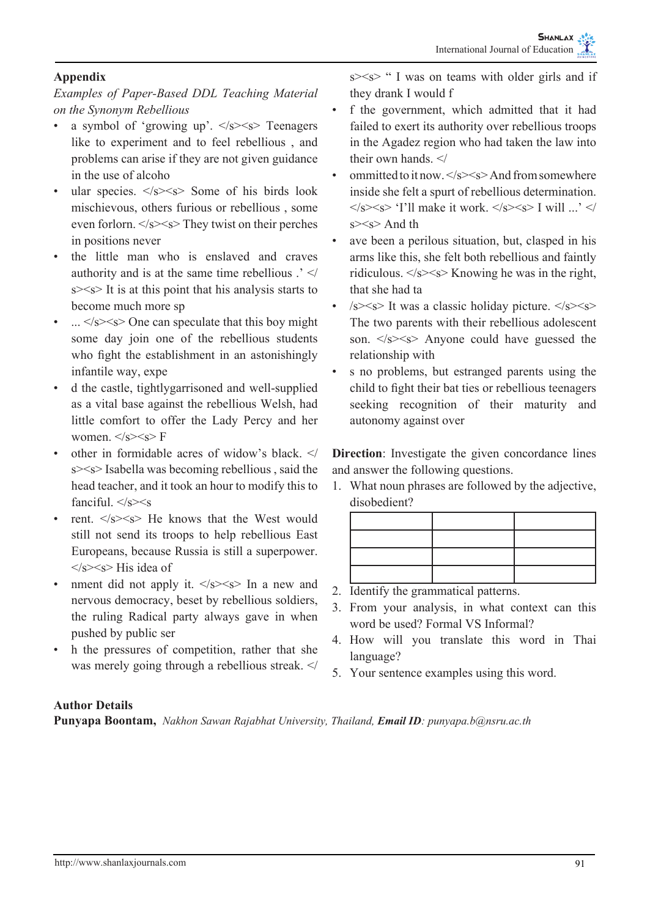## Appendix

*Examples of Paper-Based DDL Teaching Material on the Synonym Rebellious*

- a symbol of 'growing up'. </s><s> Teenagers like to experiment and to feel rebellious , and problems can arise if they are not given guidance in the use of alcoho
- ular species. </s><s> Some of his birds look mischievous, others furious or rebellious , some even forlorn. </s><s> They twist on their perches in positions never
- the little man who is enslaved and craves authority and is at the same time rebellious .' </s><s> It is at this point that his analysis starts to become much more sp
- ... </s><s> One can speculate that this boy might some day join one of the rebellious students who fight the establishment in an astonishingly infantile way, expe
- d the castle, tightlygarrisoned and well-supplied as a vital base against the rebellious Welsh, had little comfort to offer the Lady Percy and her women. </s><s> F
- other in formidable acres of widow's black. </s><s> Isabella was becoming rebellious , said the head teacher, and it took an hour to modify this to fanciful. </s><s
- rent. </s><s> He knows that the West would still not send its troops to help rebellious East Europeans, because Russia is still a superpower. </s><s> His idea of
- nment did not apply it. </s><s> In a new and nervous democracy, beset by rebellious soldiers, the ruling Radical party always gave in when pushed by public ser
- h the pressures of competition, rather that she was merely going through a rebellious streak. </s><s> " I was on teams with older girls and if they drank I would f
- f the government, which admitted that it had failed to exert its authority over rebellious troops in the Agadez region who had taken the law into their own hands. </
- ommitted to it now. </s><s> And from somewhere inside she felt a spurt of rebellious determination. </s><s> 'I'll make it work. </s><s> I will ...' </s><s> And th
- ave been a perilous situation, but, clasped in his arms like this, she felt both rebellious and faintly ridiculous. </s><s> Knowing he was in the right, that she had ta
- /s><s> It was a classic holiday picture. </s><s> The two parents with their rebellious adolescent son. </s><s> Anyone could have guessed the relationship with
- s no problems, but estranged parents using the child to fight their bat ties or rebellious teenagers seeking recognition of their maturity and autonomy against over

**Direction**: Investigate the given concordance lines and answer the following questions.

1. What noun phrases are followed by the adjective, disobedient?

| | | |
|---|---|---|
| | | |
| | | |
| | | |
| | | |

2. Identify the grammatical patterns.
3. From your analysis, in what context can this word be used? Formal VS Informal?
4. How will you translate this word in Thai language?
5. Your sentence examples using this word.

### Author Details

**Punyapa Boontam,** *Nakhon Sawan Rajabhat University, Thailand,* ***Email ID****: punyapa.b@nsru.ac.th*